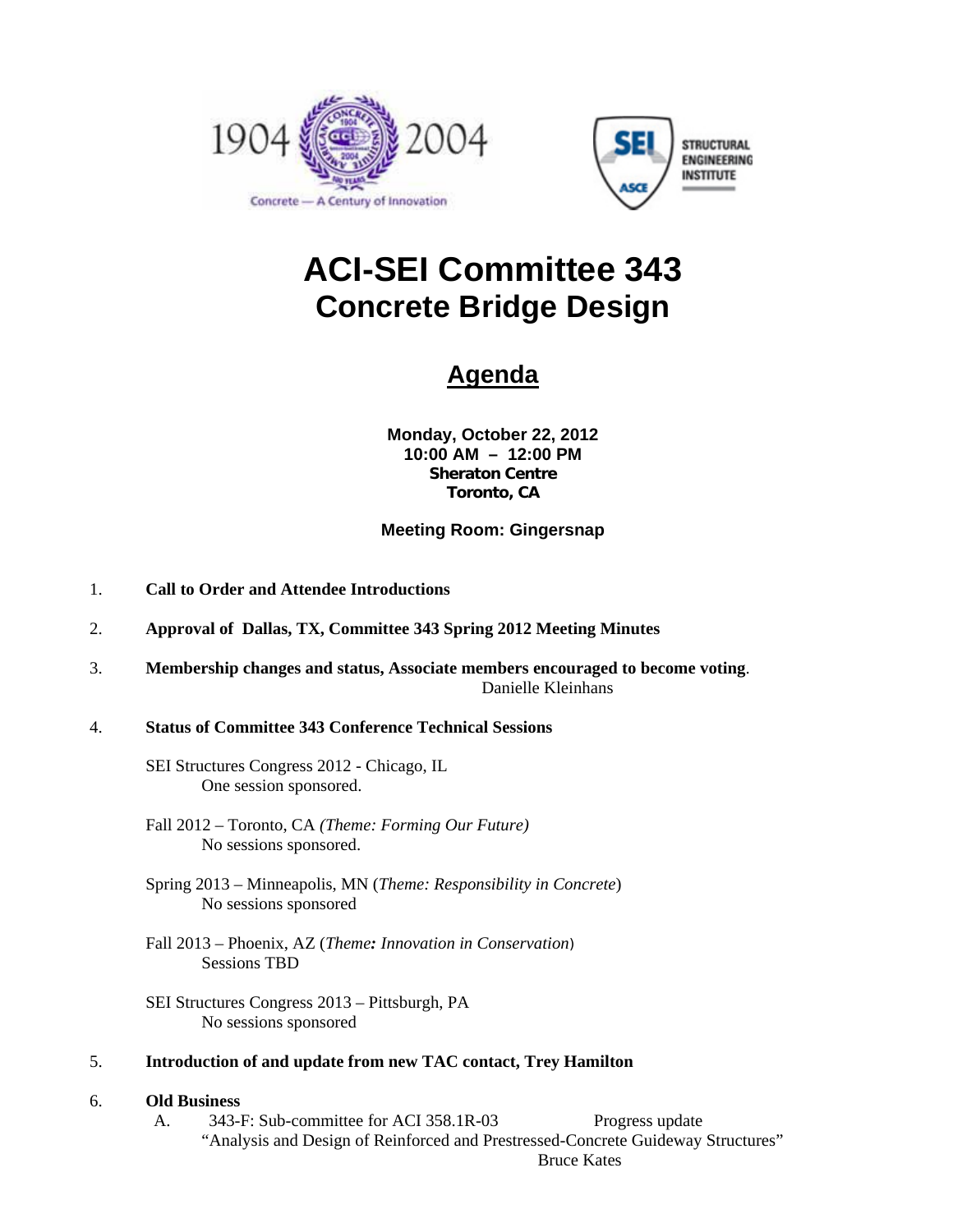# ACI-SEI Committee 343
## Concrete Bridge Design

## Agenda

**Monday, October 22, 2012**
**10:00 AM – 12:00 PM**
**Sheraton Centre**
**Toronto, CA**

**Meeting Room: Gingersnap**

1. **Call to Order and Attendee Introductions**

2. **Approval of Dallas, TX, Committee 343 Spring 2012 Meeting Minutes**

3. **Membership changes and status, Associate members encouraged to become voting**.
   Danielle Kleinhans

4. **Status of Committee 343 Conference Technical Sessions**

   SEI Structures Congress 2012 - Chicago, IL
   One session sponsored.

   Fall 2012 – Toronto, CA *(Theme: Forming Our Future)*
   No sessions sponsored.

   Spring 2013 – Minneapolis, MN (*Theme: Responsibility in Concrete*)
   No sessions sponsored

   Fall 2013 – Phoenix, AZ (*Theme: Innovation in Conservation*)
   Sessions TBD

   SEI Structures Congress 2013 – Pittsburgh, PA
   No sessions sponsored

5. **Introduction of and update from new TAC contact, Trey Hamilton**

6. **Old Business**
   A. 343-F: Sub-committee for ACI 358.1R-03 Progress update
   "Analysis and Design of Reinforced and Prestressed-Concrete Guideway Structures"
   Bruce Kates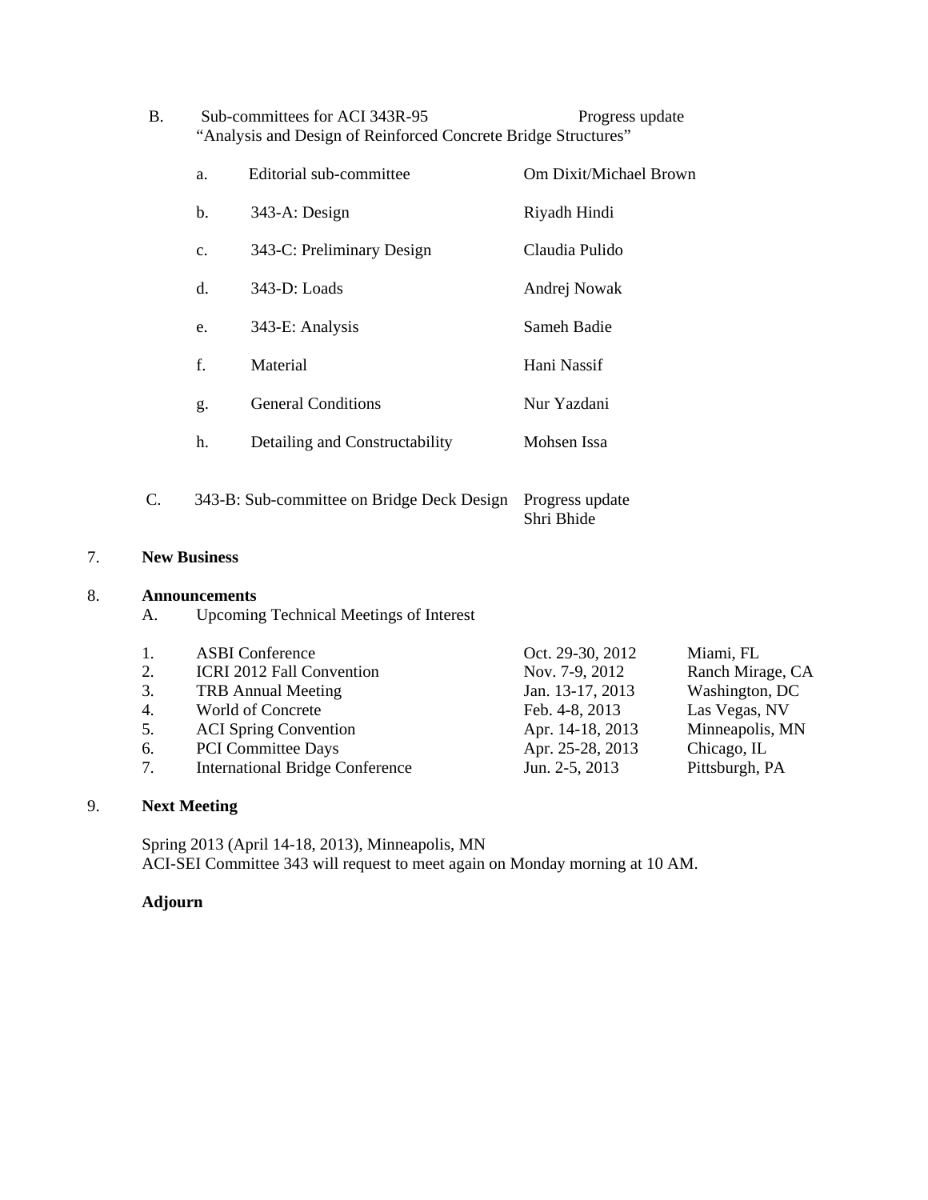B. Sub-committees for ACI 343R-95 — Progress update
"Analysis and Design of Reinforced Concrete Bridge Structures"

| | | |
|---|---|---|
| a. | Editorial sub-committee | Om Dixit/Michael Brown |
| b. | 343-A: Design | Riyadh Hindi |
| c. | 343-C: Preliminary Design | Claudia Pulido |
| d. | 343-D: Loads | Andrej Nowak |
| e. | 343-E: Analysis | Sameh Badie |
| f. | Material | Hani Nassif |
| g. | General Conditions | Nur Yazdani |
| h. | Detailing and Constructability | Mohsen Issa |

C. 343-B: Sub-committee on Bridge Deck Design — Progress update
Shri Bhide

7. **New Business**

8. **Announcements**

A. Upcoming Technical Meetings of Interest

| | | | |
|---|---|---|---|
| 1. | ASBI Conference | Oct. 29-30, 2012 | Miami, FL |
| 2. | ICRI 2012 Fall Convention | Nov. 7-9, 2012 | Ranch Mirage, CA |
| 3. | TRB Annual Meeting | Jan. 13-17, 2013 | Washington, DC |
| 4. | World of Concrete | Feb. 4-8, 2013 | Las Vegas, NV |
| 5. | ACI Spring Convention | Apr. 14-18, 2013 | Minneapolis, MN |
| 6. | PCI Committee Days | Apr. 25-28, 2013 | Chicago, IL |
| 7. | International Bridge Conference | Jun. 2-5, 2013 | Pittsburgh, PA |

9. **Next Meeting**

Spring 2013 (April 14-18, 2013), Minneapolis, MN
ACI-SEI Committee 343 will request to meet again on Monday morning at 10 AM.

**Adjourn**